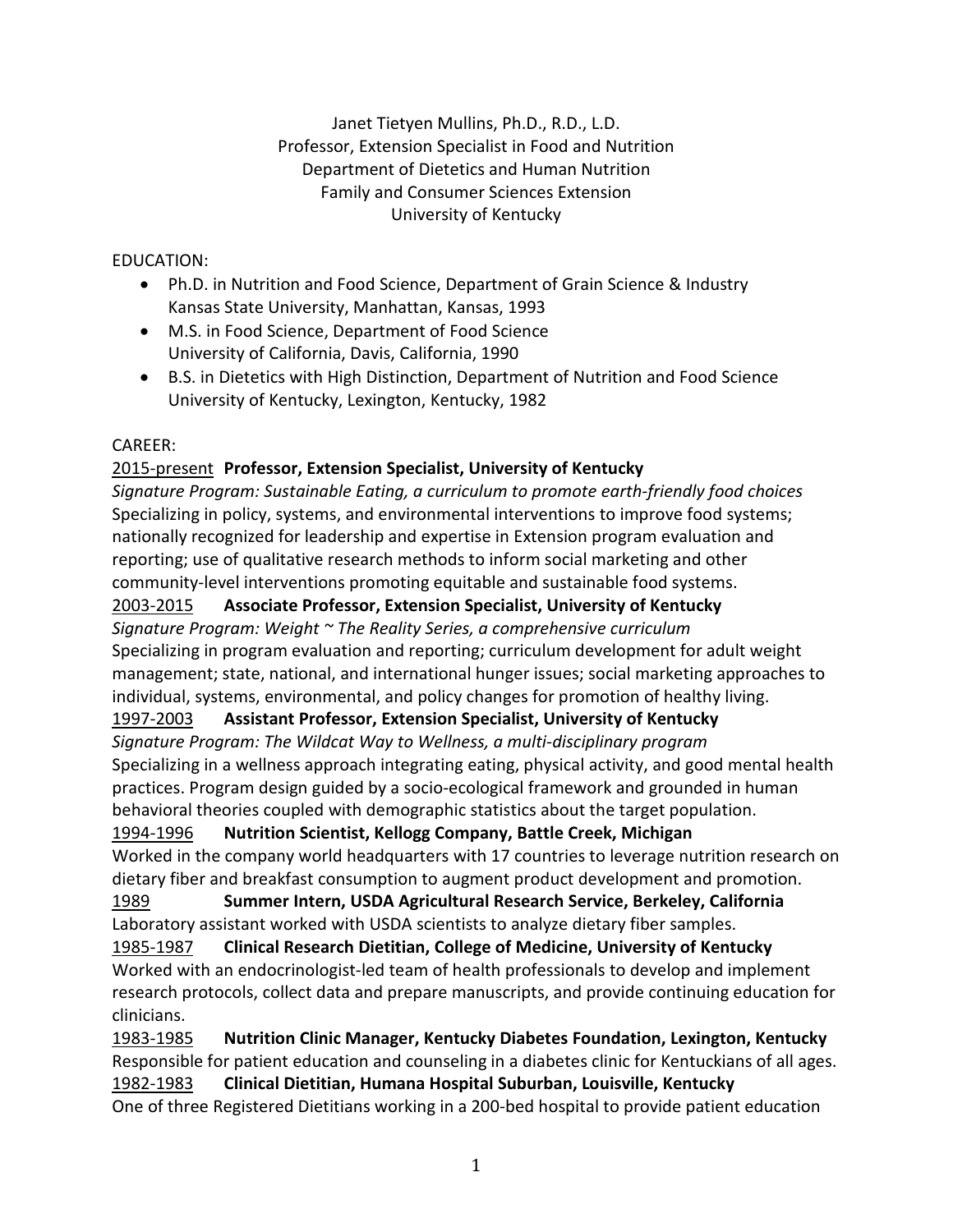Janet Tietyen Mullins, Ph.D., R.D., L.D.
Professor, Extension Specialist in Food and Nutrition
Department of Dietetics and Human Nutrition
Family and Consumer Sciences Extension
University of Kentucky

EDUCATION:

- Ph.D. in Nutrition and Food Science, Department of Grain Science & Industry
  Kansas State University, Manhattan, Kansas, 1993
- M.S. in Food Science, Department of Food Science
  University of California, Davis, California, 1990
- B.S. in Dietetics with High Distinction, Department of Nutrition and Food Science
  University of Kentucky, Lexington, Kentucky, 1982

CAREER:

2015-present **Professor, Extension Specialist, University of Kentucky**
*Signature Program: Sustainable Eating, a curriculum to promote earth-friendly food choices*
Specializing in policy, systems, and environmental interventions to improve food systems; nationally recognized for leadership and expertise in Extension program evaluation and reporting; use of qualitative research methods to inform social marketing and other community-level interventions promoting equitable and sustainable food systems.

2003-2015 **Associate Professor, Extension Specialist, University of Kentucky**
*Signature Program: Weight ~ The Reality Series, a comprehensive curriculum*
Specializing in program evaluation and reporting; curriculum development for adult weight management; state, national, and international hunger issues; social marketing approaches to individual, systems, environmental, and policy changes for promotion of healthy living.

1997-2003 **Assistant Professor, Extension Specialist, University of Kentucky**
*Signature Program: The Wildcat Way to Wellness, a multi-disciplinary program*
Specializing in a wellness approach integrating eating, physical activity, and good mental health practices. Program design guided by a socio-ecological framework and grounded in human behavioral theories coupled with demographic statistics about the target population.

1994-1996 **Nutrition Scientist, Kellogg Company, Battle Creek, Michigan**
Worked in the company world headquarters with 17 countries to leverage nutrition research on dietary fiber and breakfast consumption to augment product development and promotion.

1989 **Summer Intern, USDA Agricultural Research Service, Berkeley, California**
Laboratory assistant worked with USDA scientists to analyze dietary fiber samples.

1985-1987 **Clinical Research Dietitian, College of Medicine, University of Kentucky**
Worked with an endocrinologist-led team of health professionals to develop and implement research protocols, collect data and prepare manuscripts, and provide continuing education for clinicians.

1983-1985 **Nutrition Clinic Manager, Kentucky Diabetes Foundation, Lexington, Kentucky**
Responsible for patient education and counseling in a diabetes clinic for Kentuckians of all ages.

1982-1983 **Clinical Dietitian, Humana Hospital Suburban, Louisville, Kentucky**
One of three Registered Dietitians working in a 200-bed hospital to provide patient education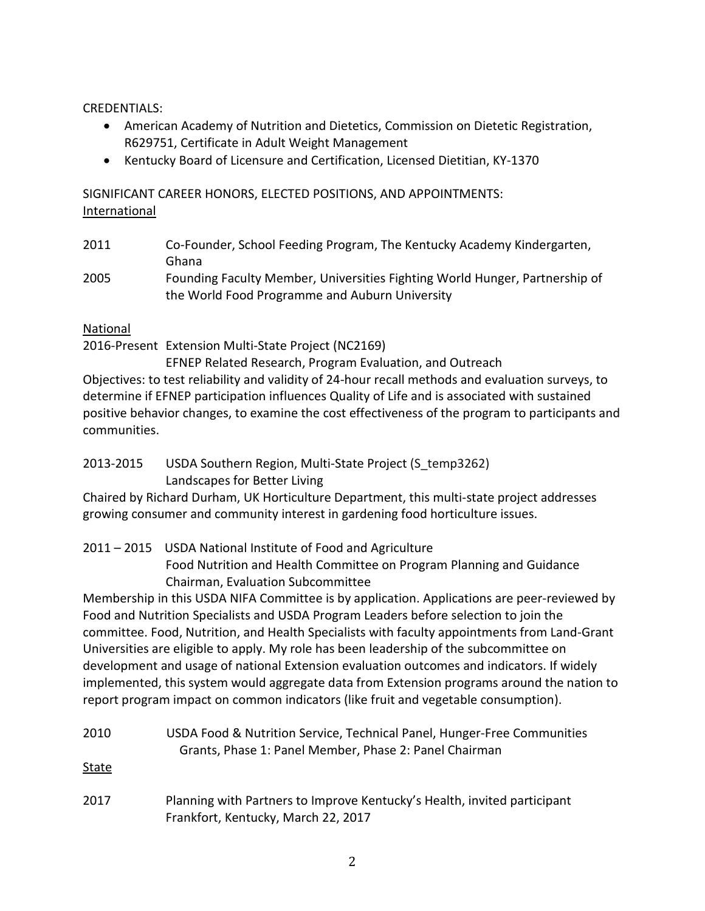CREDENTIALS:

- American Academy of Nutrition and Dietetics, Commission on Dietetic Registration, R629751, Certificate in Adult Weight Management
- Kentucky Board of Licensure and Certification, Licensed Dietitian, KY-1370

SIGNIFICANT CAREER HONORS, ELECTED POSITIONS, AND APPOINTMENTS:

International

2011 Co-Founder, School Feeding Program, The Kentucky Academy Kindergarten, Ghana

2005 Founding Faculty Member, Universities Fighting World Hunger, Partnership of the World Food Programme and Auburn University

National

2016-Present Extension Multi-State Project (NC2169)
EFNEP Related Research, Program Evaluation, and Outreach

Objectives: to test reliability and validity of 24-hour recall methods and evaluation surveys, to determine if EFNEP participation influences Quality of Life and is associated with sustained positive behavior changes, to examine the cost effectiveness of the program to participants and communities.

2013-2015 USDA Southern Region, Multi-State Project (S_temp3262)
Landscapes for Better Living

Chaired by Richard Durham, UK Horticulture Department, this multi-state project addresses growing consumer and community interest in gardening food horticulture issues.

2011 – 2015 USDA National Institute of Food and Agriculture
Food Nutrition and Health Committee on Program Planning and Guidance
Chairman, Evaluation Subcommittee

Membership in this USDA NIFA Committee is by application. Applications are peer-reviewed by Food and Nutrition Specialists and USDA Program Leaders before selection to join the committee. Food, Nutrition, and Health Specialists with faculty appointments from Land-Grant Universities are eligible to apply. My role has been leadership of the subcommittee on development and usage of national Extension evaluation outcomes and indicators. If widely implemented, this system would aggregate data from Extension programs around the nation to report program impact on common indicators (like fruit and vegetable consumption).

2010 USDA Food & Nutrition Service, Technical Panel, Hunger-Free Communities Grants, Phase 1: Panel Member, Phase 2: Panel Chairman

State

2017 Planning with Partners to Improve Kentucky's Health, invited participant
Frankfort, Kentucky, March 22, 2017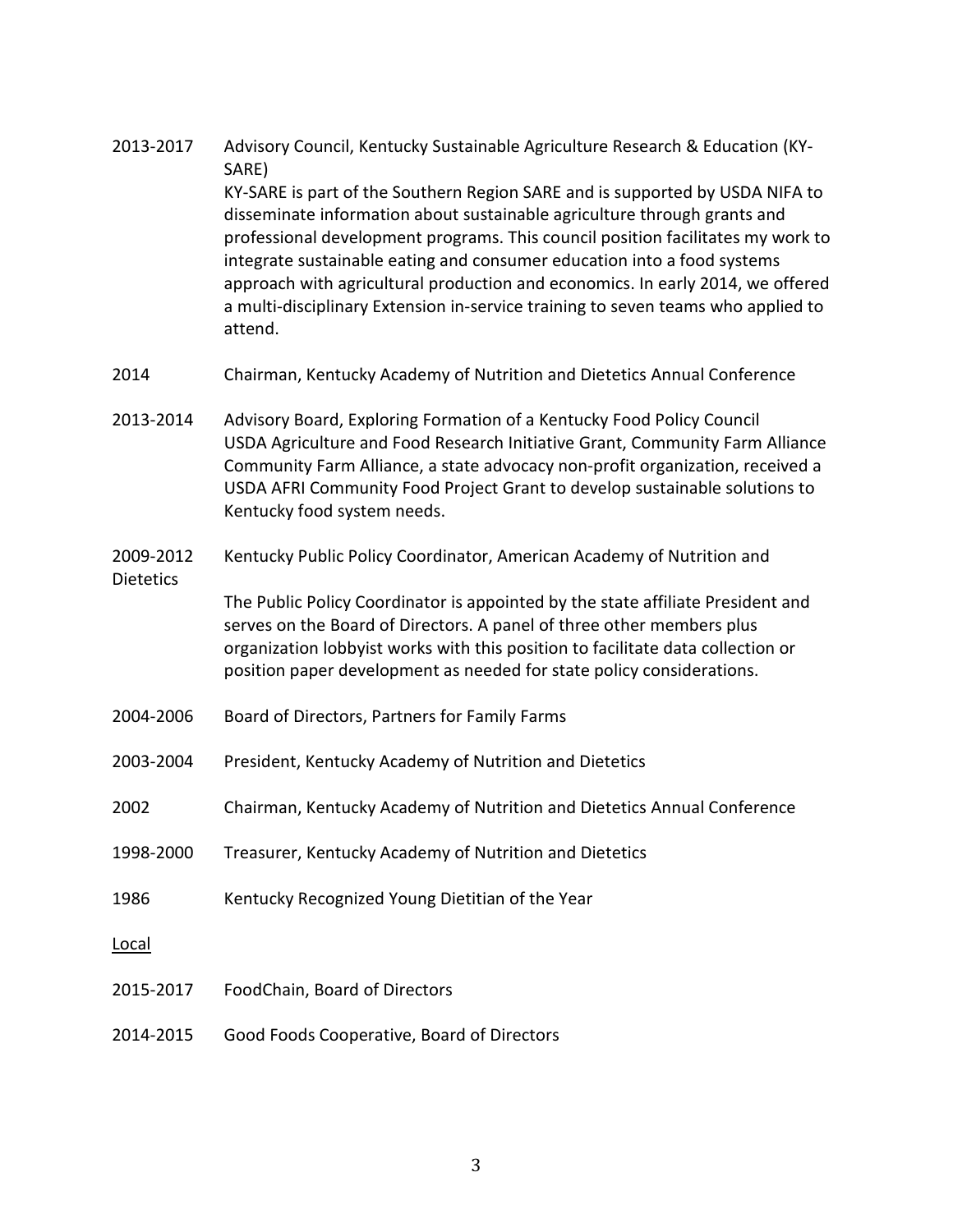2013-2017 Advisory Council, Kentucky Sustainable Agriculture Research & Education (KY-SARE)
KY-SARE is part of the Southern Region SARE and is supported by USDA NIFA to disseminate information about sustainable agriculture through grants and professional development programs. This council position facilitates my work to integrate sustainable eating and consumer education into a food systems approach with agricultural production and economics. In early 2014, we offered a multi-disciplinary Extension in-service training to seven teams who applied to attend.

2014 Chairman, Kentucky Academy of Nutrition and Dietetics Annual Conference

2013-2014 Advisory Board, Exploring Formation of a Kentucky Food Policy Council
USDA Agriculture and Food Research Initiative Grant, Community Farm Alliance
Community Farm Alliance, a state advocacy non-profit organization, received a USDA AFRI Community Food Project Grant to develop sustainable solutions to Kentucky food system needs.

2009-2012 Kentucky Public Policy Coordinator, American Academy of Nutrition and Dietetics
The Public Policy Coordinator is appointed by the state affiliate President and serves on the Board of Directors. A panel of three other members plus organization lobbyist works with this position to facilitate data collection or position paper development as needed for state policy considerations.

2004-2006 Board of Directors, Partners for Family Farms

2003-2004 President, Kentucky Academy of Nutrition and Dietetics

2002 Chairman, Kentucky Academy of Nutrition and Dietetics Annual Conference

1998-2000 Treasurer, Kentucky Academy of Nutrition and Dietetics

1986 Kentucky Recognized Young Dietitian of the Year

<u>Local</u>

2015-2017 FoodChain, Board of Directors

2014-2015 Good Foods Cooperative, Board of Directors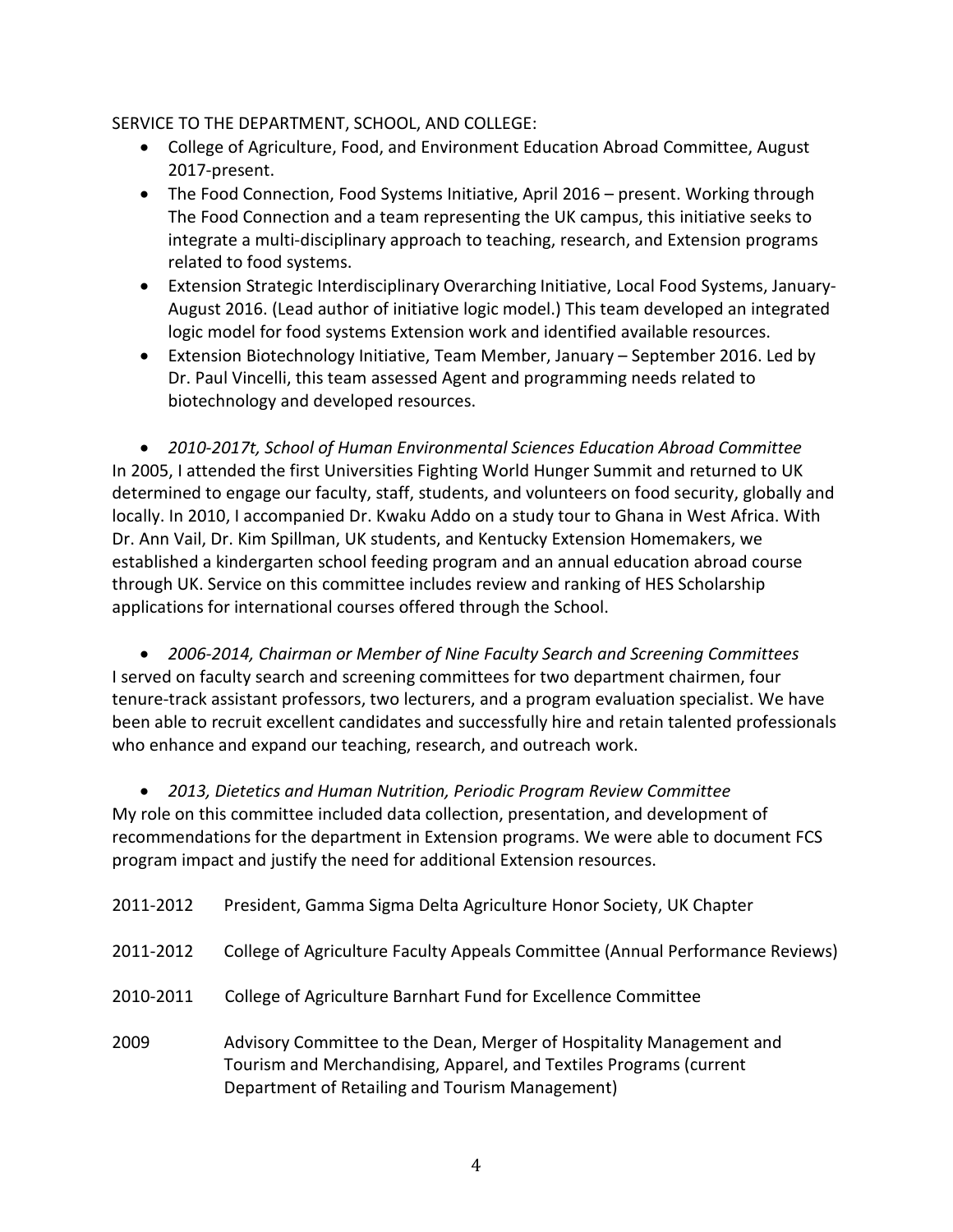SERVICE TO THE DEPARTMENT, SCHOOL, AND COLLEGE:

- College of Agriculture, Food, and Environment Education Abroad Committee, August 2017-present.
- The Food Connection, Food Systems Initiative, April 2016 – present. Working through The Food Connection and a team representing the UK campus, this initiative seeks to integrate a multi-disciplinary approach to teaching, research, and Extension programs related to food systems.
- Extension Strategic Interdisciplinary Overarching Initiative, Local Food Systems, January-August 2016. (Lead author of initiative logic model.) This team developed an integrated logic model for food systems Extension work and identified available resources.
- Extension Biotechnology Initiative, Team Member, January – September 2016. Led by Dr. Paul Vincelli, this team assessed Agent and programming needs related to biotechnology and developed resources.

- *2010-2017t, School of Human Environmental Sciences Education Abroad Committee*

In 2005, I attended the first Universities Fighting World Hunger Summit and returned to UK determined to engage our faculty, staff, students, and volunteers on food security, globally and locally. In 2010, I accompanied Dr. Kwaku Addo on a study tour to Ghana in West Africa. With Dr. Ann Vail, Dr. Kim Spillman, UK students, and Kentucky Extension Homemakers, we established a kindergarten school feeding program and an annual education abroad course through UK. Service on this committee includes review and ranking of HES Scholarship applications for international courses offered through the School.

- *2006-2014, Chairman or Member of Nine Faculty Search and Screening Committees*

I served on faculty search and screening committees for two department chairmen, four tenure-track assistant professors, two lecturers, and a program evaluation specialist. We have been able to recruit excellent candidates and successfully hire and retain talented professionals who enhance and expand our teaching, research, and outreach work.

- *2013, Dietetics and Human Nutrition, Periodic Program Review Committee*

My role on this committee included data collection, presentation, and development of recommendations for the department in Extension programs. We were able to document FCS program impact and justify the need for additional Extension resources.

2011-2012 President, Gamma Sigma Delta Agriculture Honor Society, UK Chapter

2011-2012 College of Agriculture Faculty Appeals Committee (Annual Performance Reviews)

2010-2011 College of Agriculture Barnhart Fund for Excellence Committee

2009 Advisory Committee to the Dean, Merger of Hospitality Management and Tourism and Merchandising, Apparel, and Textiles Programs (current Department of Retailing and Tourism Management)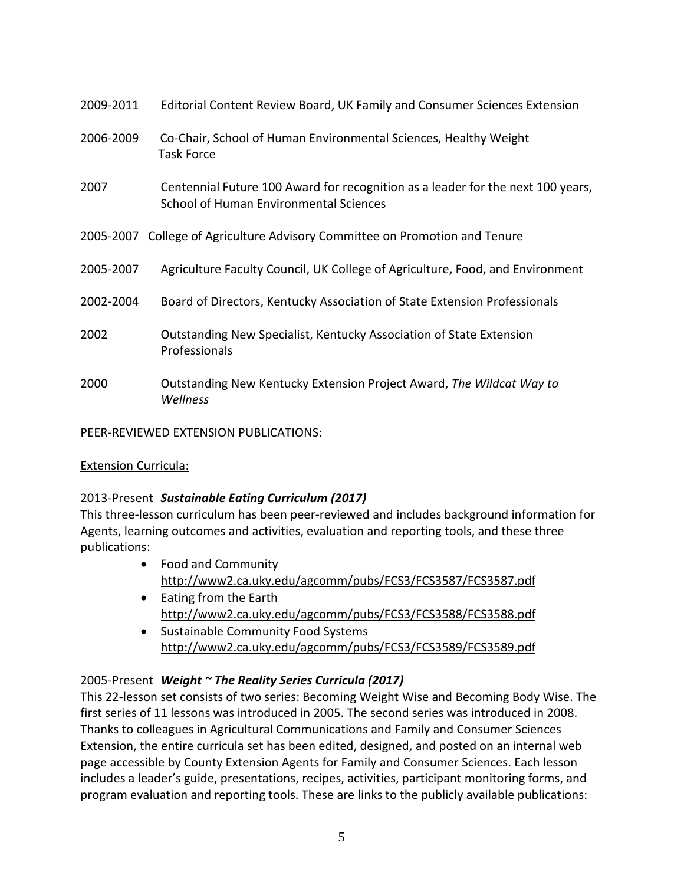2009-2011 Editorial Content Review Board, UK Family and Consumer Sciences Extension

2006-2009 Co-Chair, School of Human Environmental Sciences, Healthy Weight Task Force

2007 Centennial Future 100 Award for recognition as a leader for the next 100 years, School of Human Environmental Sciences

2005-2007 College of Agriculture Advisory Committee on Promotion and Tenure

2005-2007 Agriculture Faculty Council, UK College of Agriculture, Food, and Environment

2002-2004 Board of Directors, Kentucky Association of State Extension Professionals

2002 Outstanding New Specialist, Kentucky Association of State Extension Professionals

2000 Outstanding New Kentucky Extension Project Award, *The Wildcat Way to Wellness*

PEER-REVIEWED EXTENSION PUBLICATIONS:

<u>Extension Curricula:</u>

2013-Present ***Sustainable Eating Curriculum (2017)***

This three-lesson curriculum has been peer-reviewed and includes background information for Agents, learning outcomes and activities, evaluation and reporting tools, and these three publications:

- Food and Community
  http://www2.ca.uky.edu/agcomm/pubs/FCS3/FCS3587/FCS3587.pdf
- Eating from the Earth
  http://www2.ca.uky.edu/agcomm/pubs/FCS3/FCS3588/FCS3588.pdf
- Sustainable Community Food Systems
  http://www2.ca.uky.edu/agcomm/pubs/FCS3/FCS3589/FCS3589.pdf

2005-Present ***Weight ~ The Reality Series Curricula (2017)***

This 22-lesson set consists of two series: Becoming Weight Wise and Becoming Body Wise. The first series of 11 lessons was introduced in 2005. The second series was introduced in 2008. Thanks to colleagues in Agricultural Communications and Family and Consumer Sciences Extension, the entire curricula set has been edited, designed, and posted on an internal web page accessible by County Extension Agents for Family and Consumer Sciences. Each lesson includes a leader's guide, presentations, recipes, activities, participant monitoring forms, and program evaluation and reporting tools. These are links to the publicly available publications: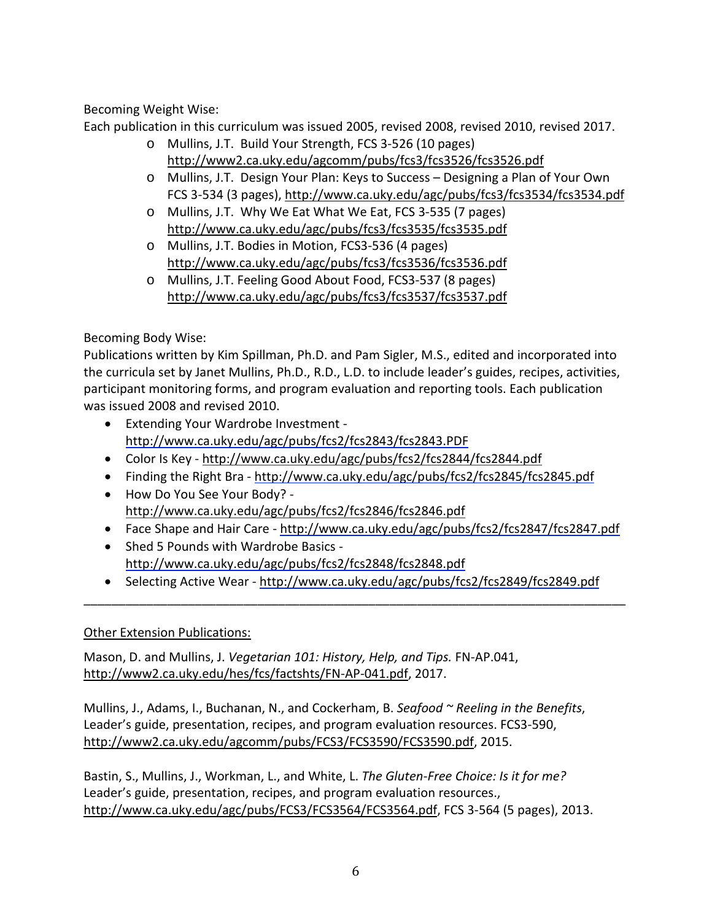Becoming Weight Wise:

Each publication in this curriculum was issued 2005, revised 2008, revised 2010, revised 2017.

- Mullins, J.T. Build Your Strength, FCS 3-526 (10 pages) http://www2.ca.uky.edu/agcomm/pubs/fcs3/fcs3526/fcs3526.pdf
- Mullins, J.T. Design Your Plan: Keys to Success – Designing a Plan of Your Own FCS 3-534 (3 pages), http://www.ca.uky.edu/agc/pubs/fcs3/fcs3534/fcs3534.pdf
- Mullins, J.T. Why We Eat What We Eat, FCS 3-535 (7 pages) http://www.ca.uky.edu/agc/pubs/fcs3/fcs3535/fcs3535.pdf
- Mullins, J.T. Bodies in Motion, FCS3-536 (4 pages) http://www.ca.uky.edu/agc/pubs/fcs3/fcs3536/fcs3536.pdf
- Mullins, J.T. Feeling Good About Food, FCS3-537 (8 pages) http://www.ca.uky.edu/agc/pubs/fcs3/fcs3537/fcs3537.pdf

Becoming Body Wise:

Publications written by Kim Spillman, Ph.D. and Pam Sigler, M.S., edited and incorporated into the curricula set by Janet Mullins, Ph.D., R.D., L.D. to include leader's guides, recipes, activities, participant monitoring forms, and program evaluation and reporting tools. Each publication was issued 2008 and revised 2010.

- Extending Your Wardrobe Investment - http://www.ca.uky.edu/agc/pubs/fcs2/fcs2843/fcs2843.PDF
- Color Is Key - http://www.ca.uky.edu/agc/pubs/fcs2/fcs2844/fcs2844.pdf
- Finding the Right Bra - http://www.ca.uky.edu/agc/pubs/fcs2/fcs2845/fcs2845.pdf
- How Do You See Your Body? - http://www.ca.uky.edu/agc/pubs/fcs2/fcs2846/fcs2846.pdf
- Face Shape and Hair Care - http://www.ca.uky.edu/agc/pubs/fcs2/fcs2847/fcs2847.pdf
- Shed 5 Pounds with Wardrobe Basics - http://www.ca.uky.edu/agc/pubs/fcs2/fcs2848/fcs2848.pdf
- Selecting Active Wear - http://www.ca.uky.edu/agc/pubs/fcs2/fcs2849/fcs2849.pdf

---

Other Extension Publications:

Mason, D. and Mullins, J. *Vegetarian 101: History, Help, and Tips.* FN-AP.041, http://www2.ca.uky.edu/hes/fcs/factshts/FN-AP-041.pdf, 2017.

Mullins, J., Adams, I., Buchanan, N., and Cockerham, B. *Seafood ~ Reeling in the Benefits*, Leader's guide, presentation, recipes, and program evaluation resources. FCS3-590, http://www2.ca.uky.edu/agcomm/pubs/FCS3/FCS3590/FCS3590.pdf, 2015.

Bastin, S., Mullins, J., Workman, L., and White, L. *The Gluten-Free Choice: Is it for me?* Leader's guide, presentation, recipes, and program evaluation resources., http://www.ca.uky.edu/agc/pubs/FCS3/FCS3564/FCS3564.pdf, FCS 3-564 (5 pages), 2013.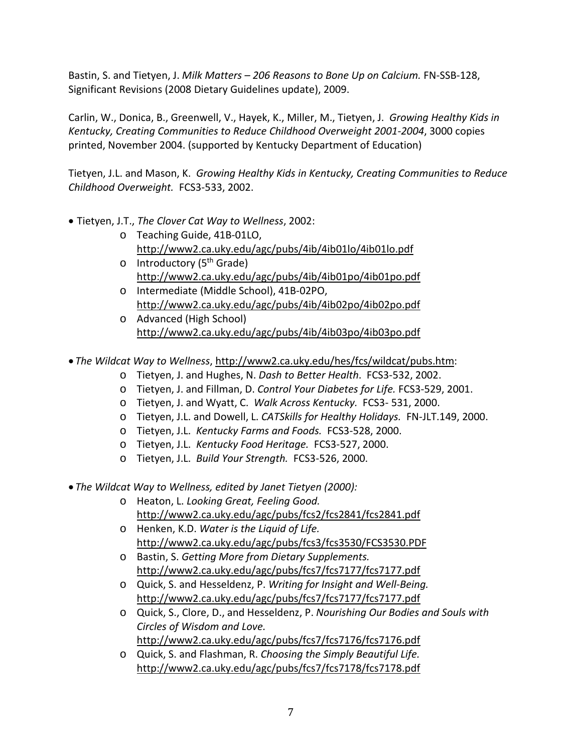Bastin, S. and Tietyen, J. *Milk Matters – 206 Reasons to Bone Up on Calcium.* FN-SSB-128, Significant Revisions (2008 Dietary Guidelines update), 2009.

Carlin, W., Donica, B., Greenwell, V., Hayek, K., Miller, M., Tietyen, J. *Growing Healthy Kids in Kentucky, Creating Communities to Reduce Childhood Overweight 2001-2004*, 3000 copies printed, November 2004. (supported by Kentucky Department of Education)

Tietyen, J.L. and Mason, K. *Growing Healthy Kids in Kentucky, Creating Communities to Reduce Childhood Overweight.* FCS3-533, 2002.

- Tietyen, J.T., *The Clover Cat Way to Wellness*, 2002:
  - Teaching Guide, 41B-01LO, http://www2.ca.uky.edu/agc/pubs/4ib/4ib01lo/4ib01lo.pdf
  - Introductory (5th Grade) http://www2.ca.uky.edu/agc/pubs/4ib/4ib01po/4ib01po.pdf
  - Intermediate (Middle School), 41B-02PO, http://www2.ca.uky.edu/agc/pubs/4ib/4ib02po/4ib02po.pdf
  - Advanced (High School) http://www2.ca.uky.edu/agc/pubs/4ib/4ib03po/4ib03po.pdf

- *The Wildcat Way to Wellness*, http://www2.ca.uky.edu/hes/fcs/wildcat/pubs.htm:
  - Tietyen, J. and Hughes, N. *Dash to Better Health*. FCS3-532, 2002.
  - Tietyen, J. and Fillman, D. *Control Your Diabetes for Life.* FCS3-529, 2001.
  - Tietyen, J. and Wyatt, C. *Walk Across Kentucky.* FCS3- 531, 2000.
  - Tietyen, J.L. and Dowell, L. *CATSkills for Healthy Holidays.* FN-JLT.149, 2000.
  - Tietyen, J.L. *Kentucky Farms and Foods.* FCS3-528, 2000.
  - Tietyen, J.L. *Kentucky Food Heritage.* FCS3-527, 2000.
  - Tietyen, J.L. *Build Your Strength.* FCS3-526, 2000.

- *The Wildcat Way to Wellness, edited by Janet Tietyen (2000):*
  - Heaton, L. *Looking Great, Feeling Good.* http://www2.ca.uky.edu/agc/pubs/fcs2/fcs2841/fcs2841.pdf
  - Henken, K.D. *Water is the Liquid of Life.* http://www2.ca.uky.edu/agc/pubs/fcs3/fcs3530/FCS3530.PDF
  - Bastin, S. *Getting More from Dietary Supplements.* http://www2.ca.uky.edu/agc/pubs/fcs7/fcs7177/fcs7177.pdf
  - Quick, S. and Hesseldenz, P. *Writing for Insight and Well-Being.* http://www2.ca.uky.edu/agc/pubs/fcs7/fcs7177/fcs7177.pdf
  - Quick, S., Clore, D., and Hesseldenz, P. *Nourishing Our Bodies and Souls with Circles of Wisdom and Love.* http://www2.ca.uky.edu/agc/pubs/fcs7/fcs7176/fcs7176.pdf
  - Quick, S. and Flashman, R. *Choosing the Simply Beautiful Life.* http://www2.ca.uky.edu/agc/pubs/fcs7/fcs7178/fcs7178.pdf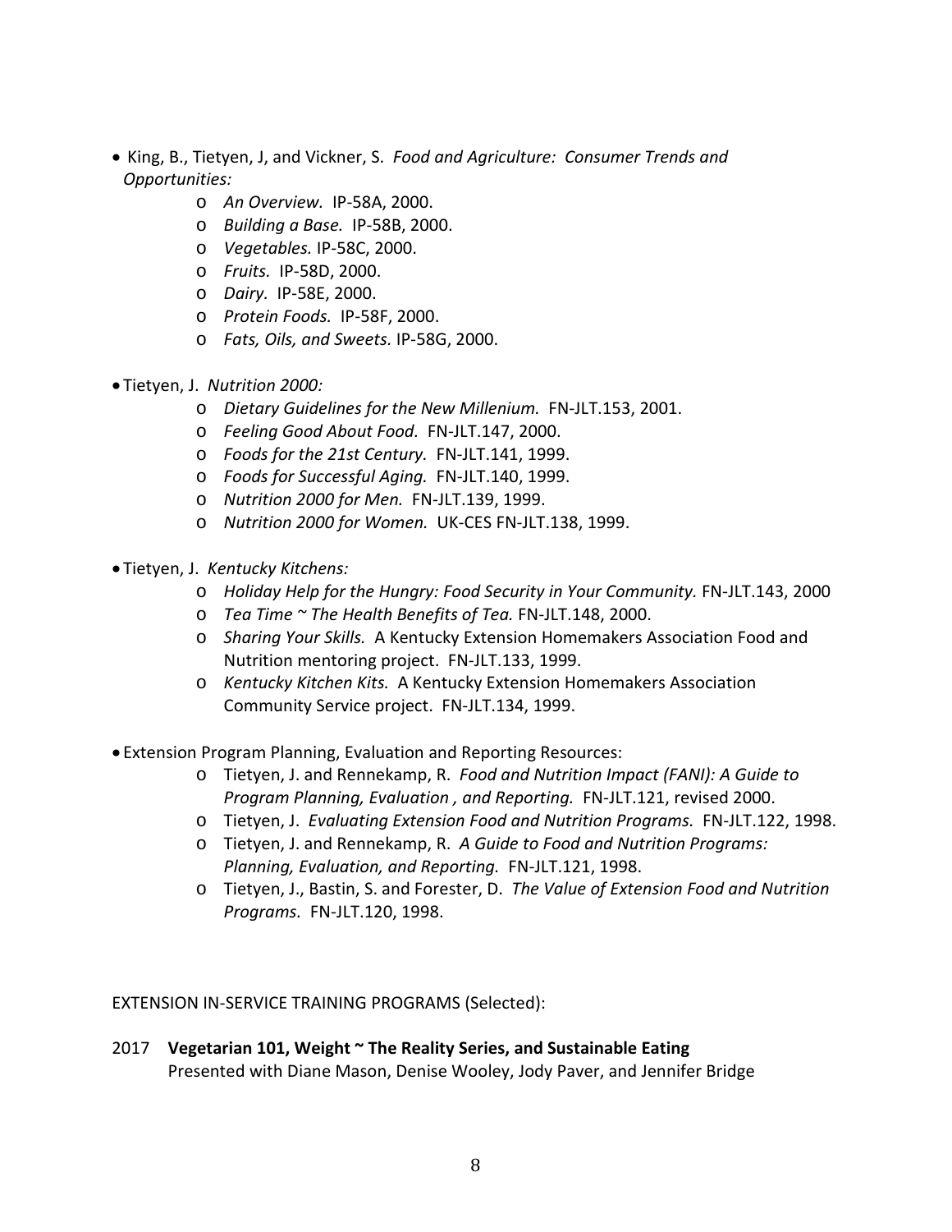- King, B., Tietyen, J, and Vickner, S. *Food and Agriculture: Consumer Trends and Opportunities:*
  - *An Overview.* IP-58A, 2000.
  - *Building a Base.* IP-58B, 2000.
  - *Vegetables.* IP-58C, 2000.
  - *Fruits.* IP-58D, 2000.
  - *Dairy.* IP-58E, 2000.
  - *Protein Foods.* IP-58F, 2000.
  - *Fats, Oils, and Sweets.* IP-58G, 2000.

- Tietyen, J. *Nutrition 2000:*
  - *Dietary Guidelines for the New Millenium.* FN-JLT.153, 2001.
  - *Feeling Good About Food.* FN-JLT.147, 2000.
  - *Foods for the 21st Century.* FN-JLT.141, 1999.
  - *Foods for Successful Aging.* FN-JLT.140, 1999.
  - *Nutrition 2000 for Men.* FN-JLT.139, 1999.
  - *Nutrition 2000 for Women.* UK-CES FN-JLT.138, 1999.

- Tietyen, J. *Kentucky Kitchens:*
  - *Holiday Help for the Hungry: Food Security in Your Community.* FN-JLT.143, 2000
  - *Tea Time ~ The Health Benefits of Tea.* FN-JLT.148, 2000.
  - *Sharing Your Skills.* A Kentucky Extension Homemakers Association Food and Nutrition mentoring project. FN-JLT.133, 1999.
  - *Kentucky Kitchen Kits.* A Kentucky Extension Homemakers Association Community Service project. FN-JLT.134, 1999.

- Extension Program Planning, Evaluation and Reporting Resources:
  - Tietyen, J. and Rennekamp, R. *Food and Nutrition Impact (FANI): A Guide to Program Planning, Evaluation , and Reporting.* FN-JLT.121, revised 2000.
  - Tietyen, J. *Evaluating Extension Food and Nutrition Programs.* FN-JLT.122, 1998.
  - Tietyen, J. and Rennekamp, R. *A Guide to Food and Nutrition Programs: Planning, Evaluation, and Reporting.* FN-JLT.121, 1998.
  - Tietyen, J., Bastin, S. and Forester, D. *The Value of Extension Food and Nutrition Programs.* FN-JLT.120, 1998.

EXTENSION IN-SERVICE TRAINING PROGRAMS (Selected):

2017 **Vegetarian 101, Weight ~ The Reality Series, and Sustainable Eating**
Presented with Diane Mason, Denise Wooley, Jody Paver, and Jennifer Bridge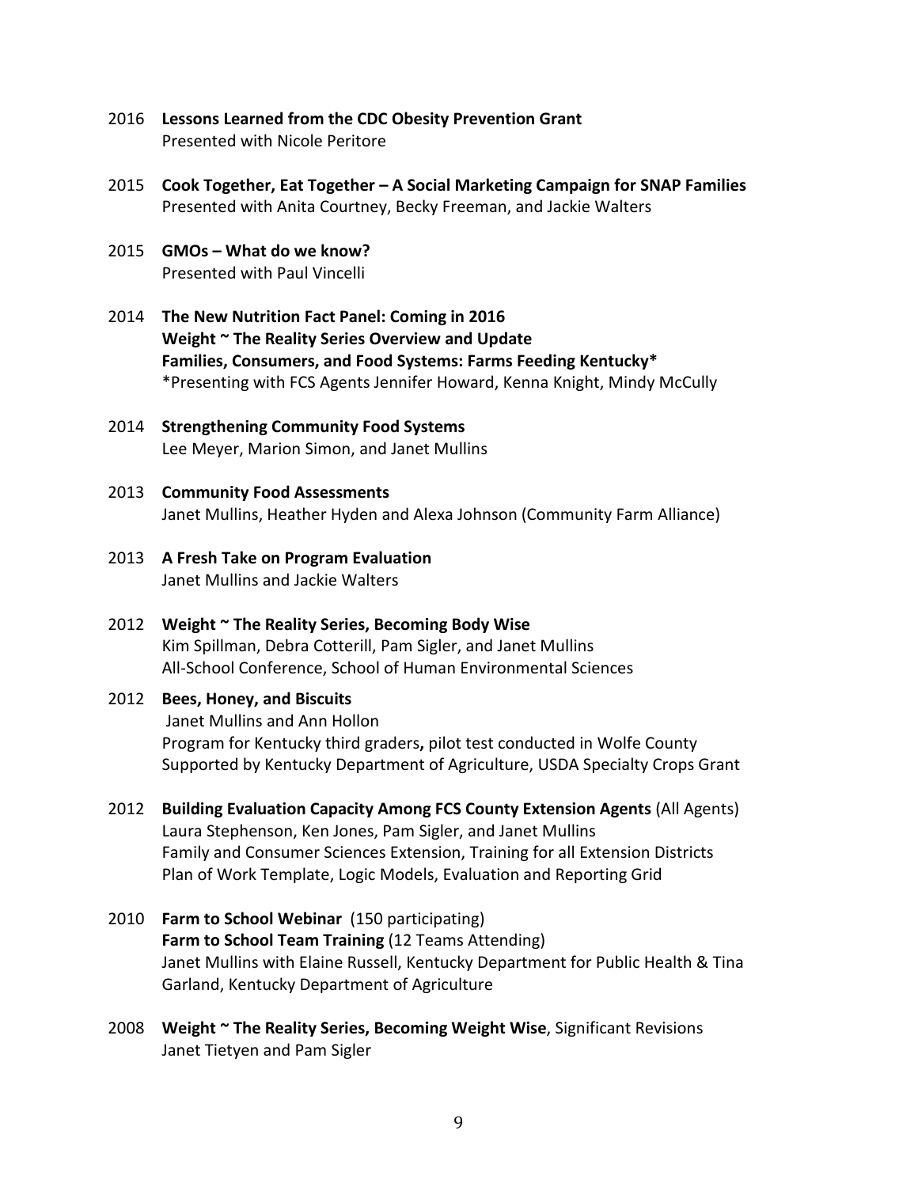2016 **Lessons Learned from the CDC Obesity Prevention Grant**
Presented with Nicole Peritore

2015 **Cook Together, Eat Together – A Social Marketing Campaign for SNAP Families**
Presented with Anita Courtney, Becky Freeman, and Jackie Walters

2015 **GMOs – What do we know?**
Presented with Paul Vincelli

2014 **The New Nutrition Fact Panel: Coming in 2016**
**Weight ~ The Reality Series Overview and Update**
**Families, Consumers, and Food Systems: Farms Feeding Kentucky***
*Presenting with FCS Agents Jennifer Howard, Kenna Knight, Mindy McCully

2014 **Strengthening Community Food Systems**
Lee Meyer, Marion Simon, and Janet Mullins

2013 **Community Food Assessments**
Janet Mullins, Heather Hyden and Alexa Johnson (Community Farm Alliance)

2013 **A Fresh Take on Program Evaluation**
Janet Mullins and Jackie Walters

2012 **Weight ~ The Reality Series, Becoming Body Wise**
Kim Spillman, Debra Cotterill, Pam Sigler, and Janet Mullins
All-School Conference, School of Human Environmental Sciences

2012 **Bees, Honey, and Biscuits**
Janet Mullins and Ann Hollon
Program for Kentucky third graders**,** pilot test conducted in Wolfe County
Supported by Kentucky Department of Agriculture, USDA Specialty Crops Grant

2012 **Building Evaluation Capacity Among FCS County Extension Agents** (All Agents)
Laura Stephenson, Ken Jones, Pam Sigler, and Janet Mullins
Family and Consumer Sciences Extension, Training for all Extension Districts
Plan of Work Template, Logic Models, Evaluation and Reporting Grid

2010 **Farm to School Webinar** (150 participating)
**Farm to School Team Training** (12 Teams Attending)
Janet Mullins with Elaine Russell, Kentucky Department for Public Health & Tina Garland, Kentucky Department of Agriculture

2008 **Weight ~ The Reality Series, Becoming Weight Wise**, Significant Revisions
Janet Tietyen and Pam Sigler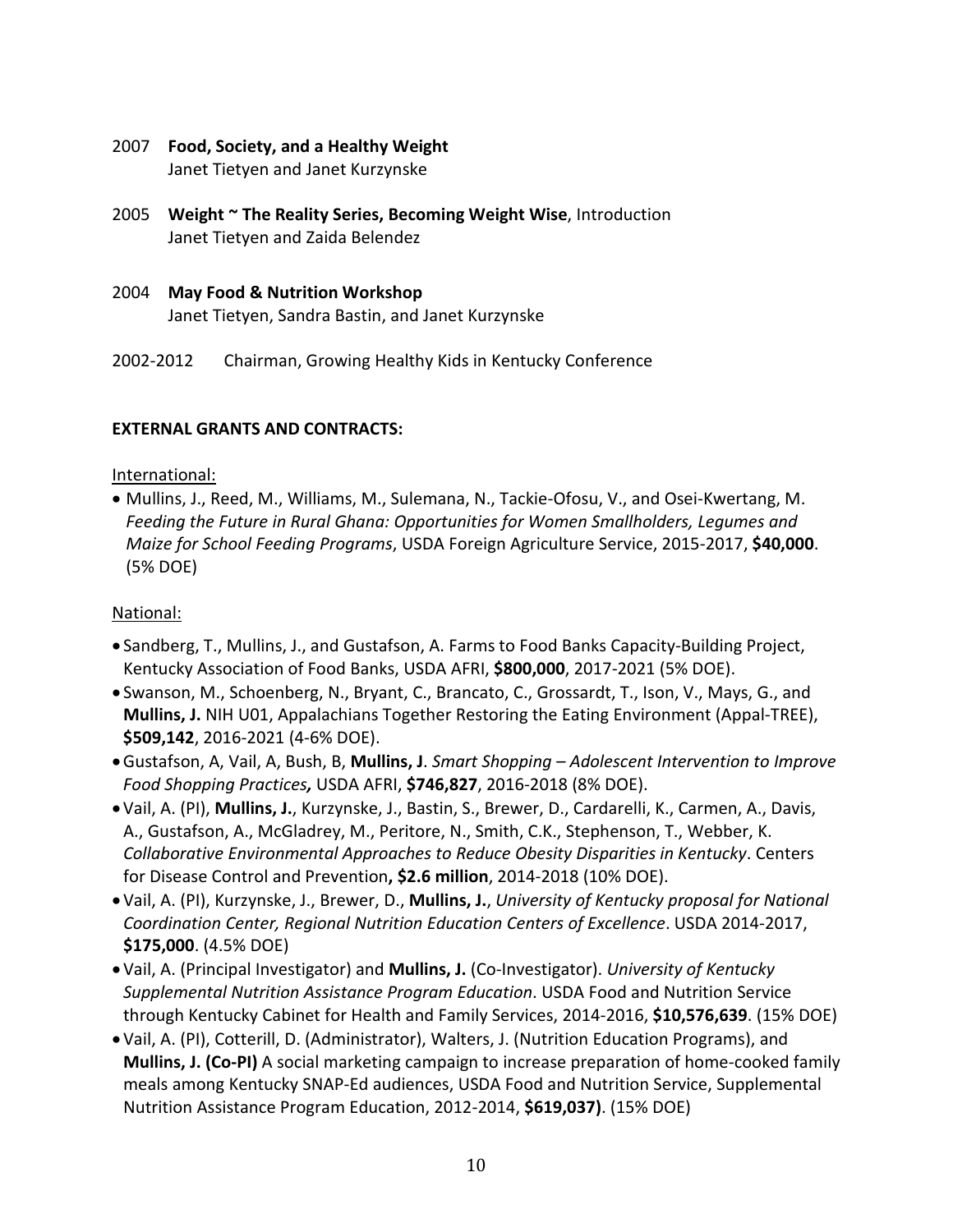2007 **Food, Society, and a Healthy Weight**
Janet Tietyen and Janet Kurzynske

2005 **Weight ~ The Reality Series, Becoming Weight Wise**, Introduction
Janet Tietyen and Zaida Belendez

2004 **May Food & Nutrition Workshop**
Janet Tietyen, Sandra Bastin, and Janet Kurzynske

2002-2012 Chairman, Growing Healthy Kids in Kentucky Conference

**EXTERNAL GRANTS AND CONTRACTS:**

International:

- Mullins, J., Reed, M., Williams, M., Sulemana, N., Tackie-Ofosu, V., and Osei-Kwertang, M. *Feeding the Future in Rural Ghana: Opportunities for Women Smallholders, Legumes and Maize for School Feeding Programs*, USDA Foreign Agriculture Service, 2015-2017, **$40,000**. (5% DOE)

National:

- Sandberg, T., Mullins, J., and Gustafson, A. Farms to Food Banks Capacity-Building Project, Kentucky Association of Food Banks, USDA AFRI, **$800,000**, 2017-2021 (5% DOE).
- Swanson, M., Schoenberg, N., Bryant, C., Brancato, C., Grossardt, T., Ison, V., Mays, G., and **Mullins, J.** NIH U01, Appalachians Together Restoring the Eating Environment (Appal-TREE), **$509,142**, 2016-2021 (4-6% DOE).
- Gustafson, A, Vail, A, Bush, B, **Mullins, J**. *Smart Shopping – Adolescent Intervention to Improve Food Shopping Practices***,** USDA AFRI, **$746,827**, 2016-2018 (8% DOE).
- Vail, A. (PI), **Mullins, J.**, Kurzynske, J., Bastin, S., Brewer, D., Cardarelli, K., Carmen, A., Davis, A., Gustafson, A., McGladrey, M., Peritore, N., Smith, C.K., Stephenson, T., Webber, K. *Collaborative Environmental Approaches to Reduce Obesity Disparities in Kentucky*. Centers for Disease Control and Prevention**, $2.6 million**, 2014-2018 (10% DOE).
- Vail, A. (PI), Kurzynske, J., Brewer, D., **Mullins, J.**, *University of Kentucky proposal for National Coordination Center, Regional Nutrition Education Centers of Excellence*. USDA 2014-2017, **$175,000**. (4.5% DOE)
- Vail, A. (Principal Investigator) and **Mullins, J.** (Co-Investigator). *University of Kentucky Supplemental Nutrition Assistance Program Education*. USDA Food and Nutrition Service through Kentucky Cabinet for Health and Family Services, 2014-2016, **$10,576,639**. (15% DOE)
- Vail, A. (PI), Cotterill, D. (Administrator), Walters, J. (Nutrition Education Programs), and **Mullins, J. (Co-PI)** A social marketing campaign to increase preparation of home-cooked family meals among Kentucky SNAP-Ed audiences, USDA Food and Nutrition Service, Supplemental Nutrition Assistance Program Education, 2012-2014, **$619,037)**. (15% DOE)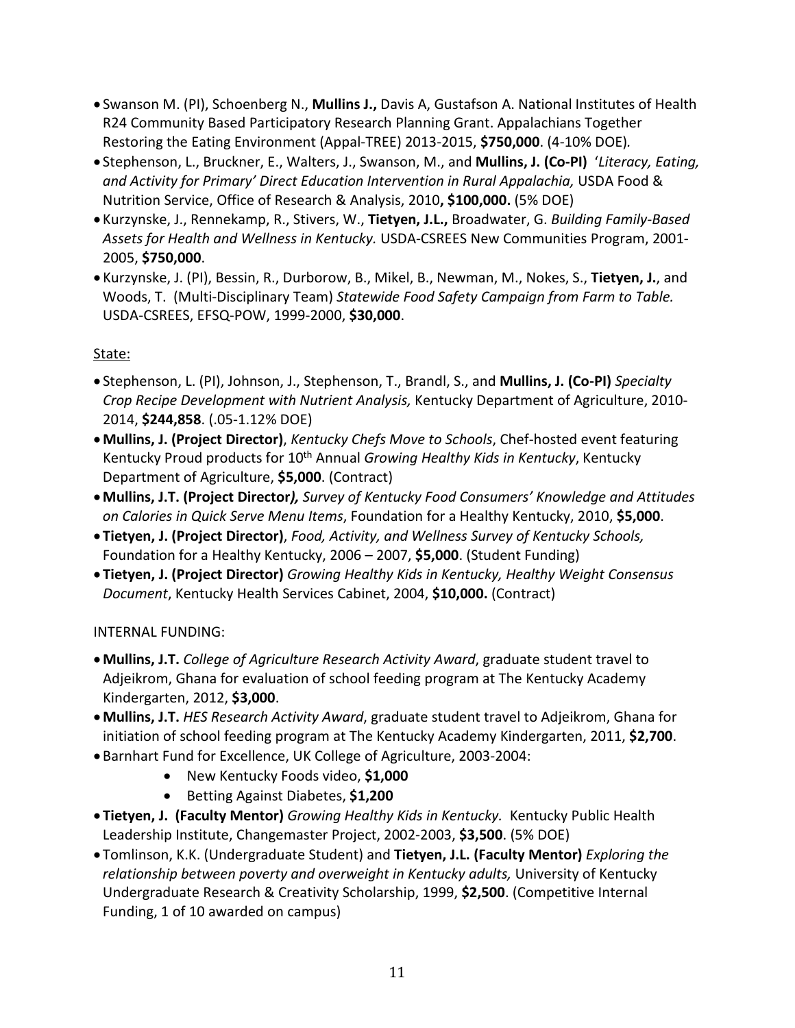- Swanson M. (PI), Schoenberg N., **Mullins J.,** Davis A, Gustafson A. National Institutes of Health R24 Community Based Participatory Research Planning Grant. Appalachians Together Restoring the Eating Environment (Appal-TREE) 2013-2015, **$750,000**. (4-10% DOE)*.*
- Stephenson, L., Bruckner, E., Walters, J., Swanson, M., and **Mullins, J. (Co-PI)** '*Literacy, Eating, and Activity for Primary' Direct Education Intervention in Rural Appalachia,* USDA Food & Nutrition Service, Office of Research & Analysis, 2010**, $100,000.** (5% DOE)
- Kurzynske, J., Rennekamp, R., Stivers, W., **Tietyen, J.L.,** Broadwater, G. *Building Family-Based Assets for Health and Wellness in Kentucky.* USDA-CSREES New Communities Program, 2001-2005, **$750,000**.
- Kurzynske, J. (PI), Bessin, R., Durborow, B., Mikel, B., Newman, M., Nokes, S., **Tietyen, J.**, and Woods, T. (Multi-Disciplinary Team) *Statewide Food Safety Campaign from Farm to Table.* USDA-CSREES, EFSQ-POW, 1999-2000, **$30,000**.

State:

- Stephenson, L. (PI), Johnson, J., Stephenson, T., Brandl, S., and **Mullins, J. (Co-PI)** *Specialty Crop Recipe Development with Nutrient Analysis,* Kentucky Department of Agriculture, 2010-2014, **$244,858**. (.05-1.12% DOE)
- **Mullins, J. (Project Director)**, *Kentucky Chefs Move to Schools*, Chef-hosted event featuring Kentucky Proud products for 10th Annual *Growing Healthy Kids in Kentucky*, Kentucky Department of Agriculture, **$5,000**. (Contract)
- **Mullins, J.T. (Project Director*),*** *Survey of Kentucky Food Consumers' Knowledge and Attitudes on Calories in Quick Serve Menu Items*, Foundation for a Healthy Kentucky, 2010, **$5,000**.
- **Tietyen, J. (Project Director)**, *Food, Activity, and Wellness Survey of Kentucky Schools,* Foundation for a Healthy Kentucky, 2006 – 2007, **$5,000**. (Student Funding)
- **Tietyen, J. (Project Director)** *Growing Healthy Kids in Kentucky, Healthy Weight Consensus Document*, Kentucky Health Services Cabinet, 2004, **$10,000.** (Contract)

INTERNAL FUNDING:

- **Mullins, J.T.** *College of Agriculture Research Activity Award*, graduate student travel to Adjeikrom, Ghana for evaluation of school feeding program at The Kentucky Academy Kindergarten, 2012, **$3,000**.
- **Mullins, J.T.** *HES Research Activity Award*, graduate student travel to Adjeikrom, Ghana for initiation of school feeding program at The Kentucky Academy Kindergarten, 2011, **$2,700**.
- Barnhart Fund for Excellence, UK College of Agriculture, 2003-2004:
    - New Kentucky Foods video, **$1,000**
    - Betting Against Diabetes, **$1,200**
- **Tietyen, J. (Faculty Mentor)** *Growing Healthy Kids in Kentucky.* Kentucky Public Health Leadership Institute, Changemaster Project, 2002-2003, **$3,500**. (5% DOE)
- Tomlinson, K.K. (Undergraduate Student) and **Tietyen, J.L. (Faculty Mentor)** *Exploring the relationship between poverty and overweight in Kentucky adults,* University of Kentucky Undergraduate Research & Creativity Scholarship, 1999, **$2,500**. (Competitive Internal Funding, 1 of 10 awarded on campus)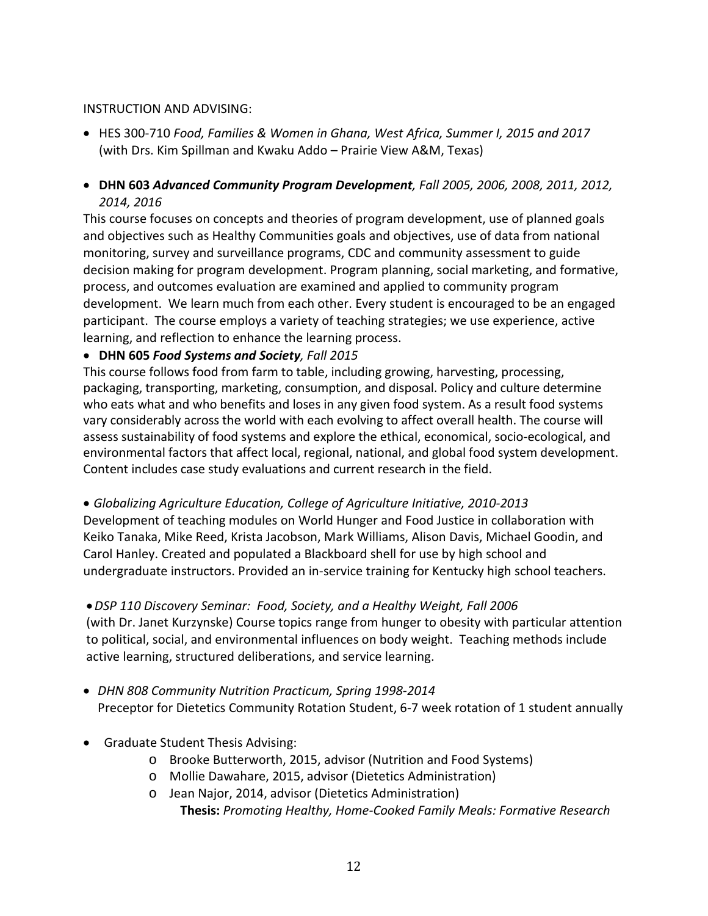INSTRUCTION AND ADVISING:

- HES 300-710 *Food, Families & Women in Ghana, West Africa, Summer I, 2015 and 2017* (with Drs. Kim Spillman and Kwaku Addo – Prairie View A&M, Texas)

- **DHN 603** ***Advanced Community Program Development****, Fall 2005, 2006, 2008, 2011, 2012, 2014, 2016*

This course focuses on concepts and theories of program development, use of planned goals and objectives such as Healthy Communities goals and objectives, use of data from national monitoring, survey and surveillance programs, CDC and community assessment to guide decision making for program development. Program planning, social marketing, and formative, process, and outcomes evaluation are examined and applied to community program development. We learn much from each other. Every student is encouraged to be an engaged participant. The course employs a variety of teaching strategies; we use experience, active learning, and reflection to enhance the learning process.

- **DHN 605** ***Food Systems and Society****, Fall 2015*

This course follows food from farm to table, including growing, harvesting, processing, packaging, transporting, marketing, consumption, and disposal. Policy and culture determine who eats what and who benefits and loses in any given food system. As a result food systems vary considerably across the world with each evolving to affect overall health. The course will assess sustainability of food systems and explore the ethical, economical, socio-ecological, and environmental factors that affect local, regional, national, and global food system development. Content includes case study evaluations and current research in the field.

- *Globalizing Agriculture Education, College of Agriculture Initiative, 2010-2013*

Development of teaching modules on World Hunger and Food Justice in collaboration with Keiko Tanaka, Mike Reed, Krista Jacobson, Mark Williams, Alison Davis, Michael Goodin, and Carol Hanley. Created and populated a Blackboard shell for use by high school and undergraduate instructors. Provided an in-service training for Kentucky high school teachers.

- *DSP 110 Discovery Seminar: Food, Society, and a Healthy Weight, Fall 2006*

(with Dr. Janet Kurzynske) Course topics range from hunger to obesity with particular attention to political, social, and environmental influences on body weight. Teaching methods include active learning, structured deliberations, and service learning.

- *DHN 808 Community Nutrition Practicum, Spring 1998-2014*
  Preceptor for Dietetics Community Rotation Student, 6-7 week rotation of 1 student annually

- Graduate Student Thesis Advising:
  - Brooke Butterworth, 2015, advisor (Nutrition and Food Systems)
  - Mollie Dawahare, 2015, advisor (Dietetics Administration)
  - Jean Najor, 2014, advisor (Dietetics Administration)
    **Thesis:** *Promoting Healthy, Home-Cooked Family Meals: Formative Research*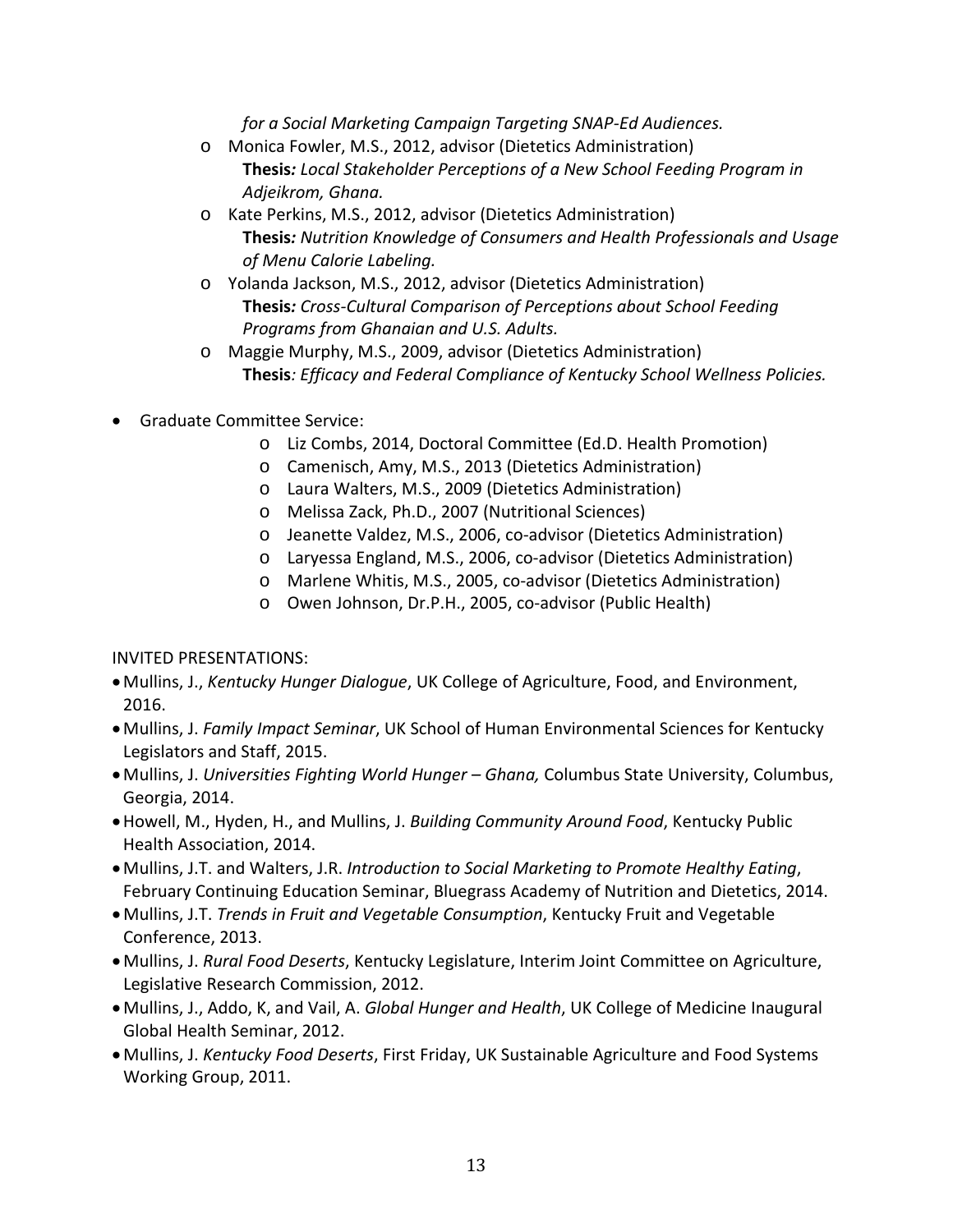*for a Social Marketing Campaign Targeting SNAP-Ed Audiences.*

- Monica Fowler, M.S., 2012, advisor (Dietetics Administration)
  **Thesis***: Local Stakeholder Perceptions of a New School Feeding Program in Adjeikrom, Ghana.*
- Kate Perkins, M.S., 2012, advisor (Dietetics Administration)
  **Thesis***: Nutrition Knowledge of Consumers and Health Professionals and Usage of Menu Calorie Labeling.*
- Yolanda Jackson, M.S., 2012, advisor (Dietetics Administration)
  **Thesis***: Cross-Cultural Comparison of Perceptions about School Feeding Programs from Ghanaian and U.S. Adults.*
- Maggie Murphy, M.S., 2009, advisor (Dietetics Administration)
  **Thesis***: Efficacy and Federal Compliance of Kentucky School Wellness Policies.*

- Graduate Committee Service:
  - Liz Combs, 2014, Doctoral Committee (Ed.D. Health Promotion)
  - Camenisch, Amy, M.S., 2013 (Dietetics Administration)
  - Laura Walters, M.S., 2009 (Dietetics Administration)
  - Melissa Zack, Ph.D., 2007 (Nutritional Sciences)
  - Jeanette Valdez, M.S., 2006, co-advisor (Dietetics Administration)
  - Laryessa England, M.S., 2006, co-advisor (Dietetics Administration)
  - Marlene Whitis, M.S., 2005, co-advisor (Dietetics Administration)
  - Owen Johnson, Dr.P.H., 2005, co-advisor (Public Health)

INVITED PRESENTATIONS:

- Mullins, J., *Kentucky Hunger Dialogue*, UK College of Agriculture, Food, and Environment, 2016.
- Mullins, J. *Family Impact Seminar*, UK School of Human Environmental Sciences for Kentucky Legislators and Staff, 2015.
- Mullins, J. *Universities Fighting World Hunger – Ghana,* Columbus State University, Columbus, Georgia, 2014.
- Howell, M., Hyden, H., and Mullins, J. *Building Community Around Food*, Kentucky Public Health Association, 2014.
- Mullins, J.T. and Walters, J.R. *Introduction to Social Marketing to Promote Healthy Eating*, February Continuing Education Seminar, Bluegrass Academy of Nutrition and Dietetics, 2014.
- Mullins, J.T. *Trends in Fruit and Vegetable Consumption*, Kentucky Fruit and Vegetable Conference, 2013.
- Mullins, J. *Rural Food Deserts*, Kentucky Legislature, Interim Joint Committee on Agriculture, Legislative Research Commission, 2012.
- Mullins, J., Addo, K, and Vail, A. *Global Hunger and Health*, UK College of Medicine Inaugural Global Health Seminar, 2012.
- Mullins, J. *Kentucky Food Deserts*, First Friday, UK Sustainable Agriculture and Food Systems Working Group, 2011.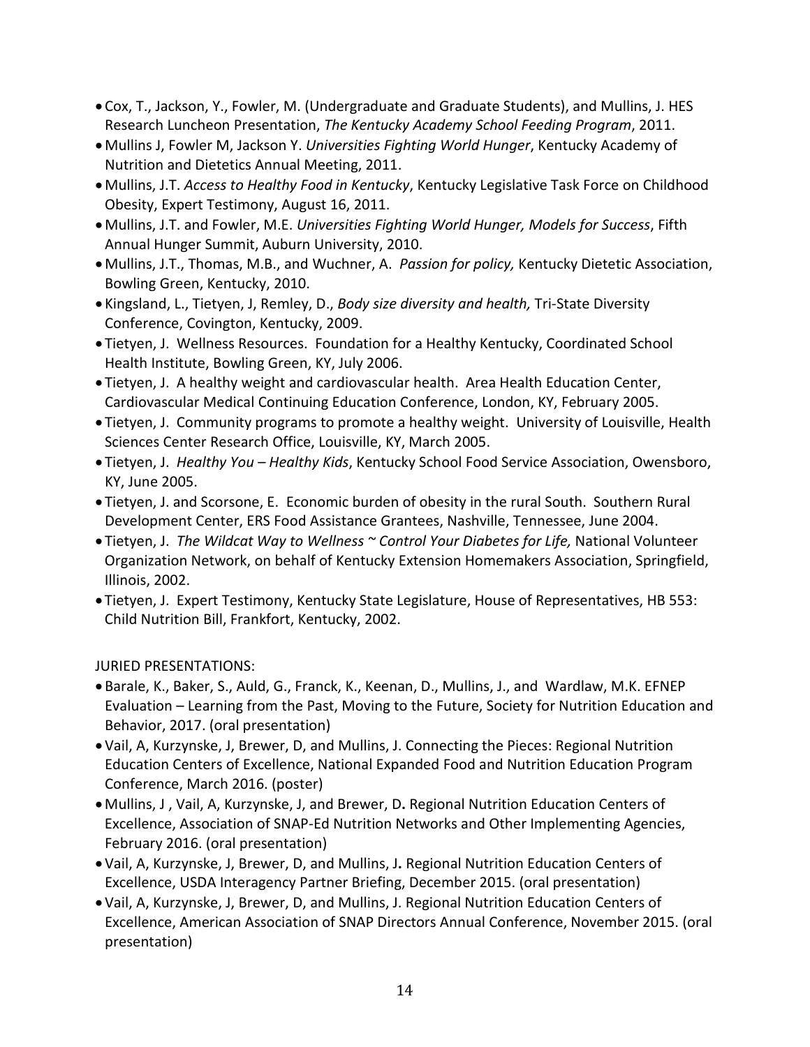- Cox, T., Jackson, Y., Fowler, M. (Undergraduate and Graduate Students), and Mullins, J. HES Research Luncheon Presentation, *The Kentucky Academy School Feeding Program*, 2011.
- Mullins J, Fowler M, Jackson Y. *Universities Fighting World Hunger*, Kentucky Academy of Nutrition and Dietetics Annual Meeting, 2011.
- Mullins, J.T. *Access to Healthy Food in Kentucky*, Kentucky Legislative Task Force on Childhood Obesity, Expert Testimony, August 16, 2011.
- Mullins, J.T. and Fowler, M.E. *Universities Fighting World Hunger, Models for Success*, Fifth Annual Hunger Summit, Auburn University, 2010.
- Mullins, J.T., Thomas, M.B., and Wuchner, A. *Passion for policy,* Kentucky Dietetic Association, Bowling Green, Kentucky, 2010.
- Kingsland, L., Tietyen, J, Remley, D., *Body size diversity and health,* Tri-State Diversity Conference, Covington, Kentucky, 2009.
- Tietyen, J. Wellness Resources. Foundation for a Healthy Kentucky, Coordinated School Health Institute, Bowling Green, KY, July 2006.
- Tietyen, J. A healthy weight and cardiovascular health. Area Health Education Center, Cardiovascular Medical Continuing Education Conference, London, KY, February 2005.
- Tietyen, J. Community programs to promote a healthy weight. University of Louisville, Health Sciences Center Research Office, Louisville, KY, March 2005.
- Tietyen, J. *Healthy You – Healthy Kids*, Kentucky School Food Service Association, Owensboro, KY, June 2005.
- Tietyen, J. and Scorsone, E. Economic burden of obesity in the rural South. Southern Rural Development Center, ERS Food Assistance Grantees, Nashville, Tennessee, June 2004.
- Tietyen, J. *The Wildcat Way to Wellness ~ Control Your Diabetes for Life,* National Volunteer Organization Network, on behalf of Kentucky Extension Homemakers Association, Springfield, Illinois, 2002.
- Tietyen, J. Expert Testimony, Kentucky State Legislature, House of Representatives, HB 553: Child Nutrition Bill, Frankfort, Kentucky, 2002.

JURIED PRESENTATIONS:

- Barale, K., Baker, S., Auld, G., Franck, K., Keenan, D., Mullins, J., and Wardlaw, M.K. EFNEP Evaluation – Learning from the Past, Moving to the Future, Society for Nutrition Education and Behavior, 2017. (oral presentation)
- Vail, A, Kurzynske, J, Brewer, D, and Mullins, J. Connecting the Pieces: Regional Nutrition Education Centers of Excellence, National Expanded Food and Nutrition Education Program Conference, March 2016. (poster)
- Mullins, J , Vail, A, Kurzynske, J, and Brewer, D**.** Regional Nutrition Education Centers of Excellence, Association of SNAP-Ed Nutrition Networks and Other Implementing Agencies, February 2016. (oral presentation)
- Vail, A, Kurzynske, J, Brewer, D, and Mullins, J**.** Regional Nutrition Education Centers of Excellence, USDA Interagency Partner Briefing, December 2015. (oral presentation)
- Vail, A, Kurzynske, J, Brewer, D, and Mullins, J. Regional Nutrition Education Centers of Excellence, American Association of SNAP Directors Annual Conference, November 2015. (oral presentation)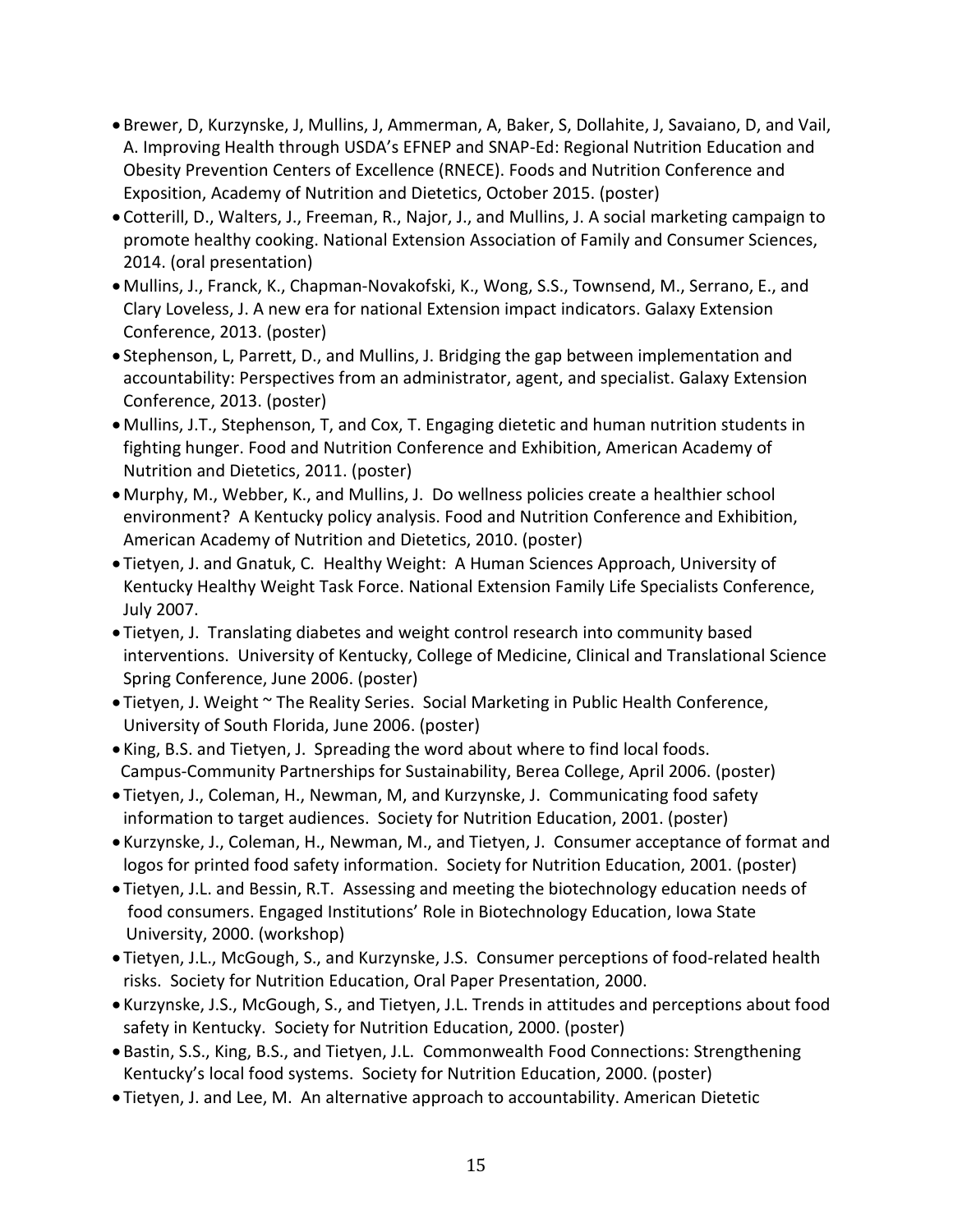- Brewer, D, Kurzynske, J, Mullins, J, Ammerman, A, Baker, S, Dollahite, J, Savaiano, D, and Vail, A. Improving Health through USDA's EFNEP and SNAP-Ed: Regional Nutrition Education and Obesity Prevention Centers of Excellence (RNECE). Foods and Nutrition Conference and Exposition, Academy of Nutrition and Dietetics, October 2015. (poster)
- Cotterill, D., Walters, J., Freeman, R., Najor, J., and Mullins, J. A social marketing campaign to promote healthy cooking. National Extension Association of Family and Consumer Sciences, 2014. (oral presentation)
- Mullins, J., Franck, K., Chapman-Novakofski, K., Wong, S.S., Townsend, M., Serrano, E., and Clary Loveless, J. A new era for national Extension impact indicators. Galaxy Extension Conference, 2013. (poster)
- Stephenson, L, Parrett, D., and Mullins, J. Bridging the gap between implementation and accountability: Perspectives from an administrator, agent, and specialist. Galaxy Extension Conference, 2013. (poster)
- Mullins, J.T., Stephenson, T, and Cox, T. Engaging dietetic and human nutrition students in fighting hunger. Food and Nutrition Conference and Exhibition, American Academy of Nutrition and Dietetics, 2011. (poster)
- Murphy, M., Webber, K., and Mullins, J. Do wellness policies create a healthier school environment? A Kentucky policy analysis. Food and Nutrition Conference and Exhibition, American Academy of Nutrition and Dietetics, 2010. (poster)
- Tietyen, J. and Gnatuk, C. Healthy Weight: A Human Sciences Approach, University of Kentucky Healthy Weight Task Force. National Extension Family Life Specialists Conference, July 2007.
- Tietyen, J. Translating diabetes and weight control research into community based interventions. University of Kentucky, College of Medicine, Clinical and Translational Science Spring Conference, June 2006. (poster)
- Tietyen, J. Weight ~ The Reality Series. Social Marketing in Public Health Conference, University of South Florida, June 2006. (poster)
- King, B.S. and Tietyen, J. Spreading the word about where to find local foods. Campus-Community Partnerships for Sustainability, Berea College, April 2006. (poster)
- Tietyen, J., Coleman, H., Newman, M, and Kurzynske, J. Communicating food safety information to target audiences. Society for Nutrition Education, 2001. (poster)
- Kurzynske, J., Coleman, H., Newman, M., and Tietyen, J. Consumer acceptance of format and logos for printed food safety information. Society for Nutrition Education, 2001. (poster)
- Tietyen, J.L. and Bessin, R.T. Assessing and meeting the biotechnology education needs of food consumers. Engaged Institutions' Role in Biotechnology Education, Iowa State University, 2000. (workshop)
- Tietyen, J.L., McGough, S., and Kurzynske, J.S. Consumer perceptions of food-related health risks. Society for Nutrition Education, Oral Paper Presentation, 2000.
- Kurzynske, J.S., McGough, S., and Tietyen, J.L. Trends in attitudes and perceptions about food safety in Kentucky. Society for Nutrition Education, 2000. (poster)
- Bastin, S.S., King, B.S., and Tietyen, J.L. Commonwealth Food Connections: Strengthening Kentucky's local food systems. Society for Nutrition Education, 2000. (poster)
- Tietyen, J. and Lee, M. An alternative approach to accountability. American Dietetic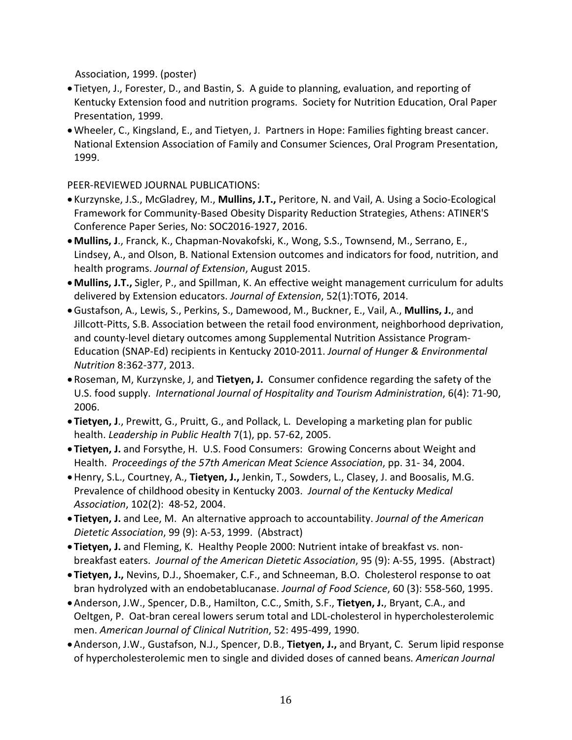Association, 1999. (poster)

- Tietyen, J., Forester, D., and Bastin, S. A guide to planning, evaluation, and reporting of Kentucky Extension food and nutrition programs. Society for Nutrition Education, Oral Paper Presentation, 1999.
- Wheeler, C., Kingsland, E., and Tietyen, J. Partners in Hope: Families fighting breast cancer. National Extension Association of Family and Consumer Sciences, Oral Program Presentation, 1999.

PEER-REVIEWED JOURNAL PUBLICATIONS:

- Kurzynske, J.S., McGladrey, M., **Mullins, J.T.,** Peritore, N. and Vail, A. Using a Socio-Ecological Framework for Community-Based Obesity Disparity Reduction Strategies, Athens: ATINER'S Conference Paper Series, No: SOC2016-1927, 2016.
- **Mullins, J**., Franck, K., Chapman-Novakofski, K., Wong, S.S., Townsend, M., Serrano, E., Lindsey, A., and Olson, B. National Extension outcomes and indicators for food, nutrition, and health programs. *Journal of Extension*, August 2015.
- **Mullins, J.T.,** Sigler, P., and Spillman, K. An effective weight management curriculum for adults delivered by Extension educators. *Journal of Extension*, 52(1):TOT6, 2014.
- Gustafson, A., Lewis, S., Perkins, S., Damewood, M., Buckner, E., Vail, A., **Mullins, J.**, and Jillcott-Pitts, S.B. Association between the retail food environment, neighborhood deprivation, and county-level dietary outcomes among Supplemental Nutrition Assistance Program-Education (SNAP-Ed) recipients in Kentucky 2010-2011. *Journal of Hunger & Environmental Nutrition* 8:362-377, 2013.
- Roseman, M, Kurzynske, J, and **Tietyen, J.** Consumer confidence regarding the safety of the U.S. food supply. *International Journal of Hospitality and Tourism Administration*, 6(4): 71-90, 2006.
- **Tietyen, J**., Prewitt, G., Pruitt, G., and Pollack, L. Developing a marketing plan for public health. *Leadership in Public Health* 7(1), pp. 57-62, 2005.
- **Tietyen, J.** and Forsythe, H. U.S. Food Consumers: Growing Concerns about Weight and Health. *Proceedings of the 57th American Meat Science Association*, pp. 31- 34, 2004.
- Henry, S.L., Courtney, A., **Tietyen, J.,** Jenkin, T., Sowders, L., Clasey, J. and Boosalis, M.G. Prevalence of childhood obesity in Kentucky 2003. *Journal of the Kentucky Medical Association*, 102(2): 48-52, 2004.
- **Tietyen, J.** and Lee, M. An alternative approach to accountability. *Journal of the American Dietetic Association*, 99 (9): A-53, 1999. (Abstract)
- **Tietyen, J.** and Fleming, K. Healthy People 2000: Nutrient intake of breakfast vs. non-breakfast eaters. *Journal of the American Dietetic Association*, 95 (9): A-55, 1995. (Abstract)
- **Tietyen, J.,** Nevins, D.J., Shoemaker, C.F., and Schneeman, B.O. Cholesterol response to oat bran hydrolyzed with an endobetablucanase. *Journal of Food Science*, 60 (3): 558-560, 1995.
- Anderson, J.W., Spencer, D.B., Hamilton, C.C., Smith, S.F., **Tietyen, J.**, Bryant, C.A., and Oeltgen, P. Oat-bran cereal lowers serum total and LDL-cholesterol in hypercholesterolemic men. *American Journal of Clinical Nutrition*, 52: 495-499, 1990.
- Anderson, J.W., Gustafson, N.J., Spencer, D.B., **Tietyen, J.,** and Bryant, C. Serum lipid response of hypercholesterolemic men to single and divided doses of canned beans. *American Journal*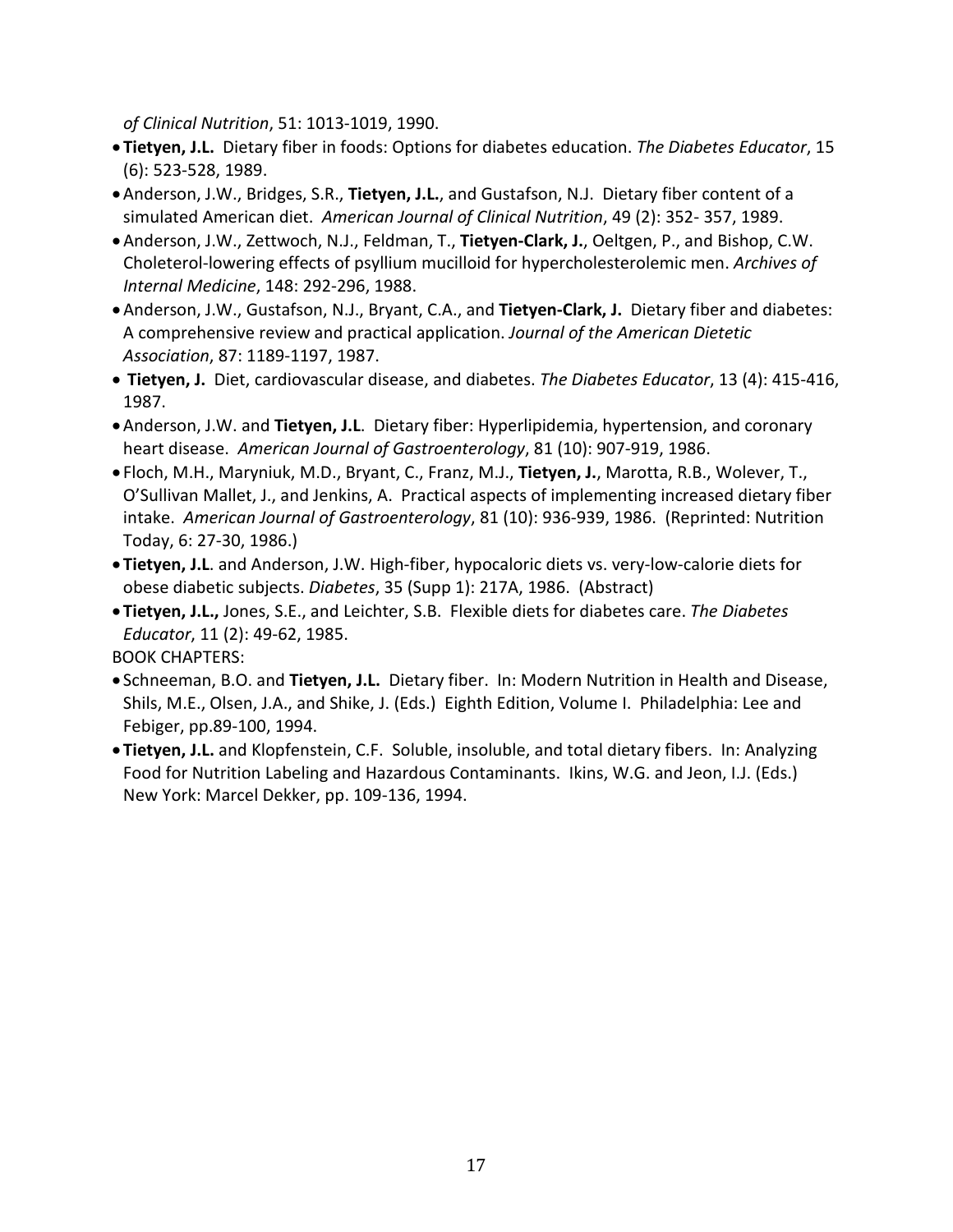*of Clinical Nutrition*, 51: 1013-1019, 1990.

- **Tietyen, J.L.** Dietary fiber in foods: Options for diabetes education. *The Diabetes Educator*, 15 (6): 523-528, 1989.
- Anderson, J.W., Bridges, S.R., **Tietyen, J.L.**, and Gustafson, N.J. Dietary fiber content of a simulated American diet. *American Journal of Clinical Nutrition*, 49 (2): 352- 357, 1989.
- Anderson, J.W., Zettwoch, N.J., Feldman, T., **Tietyen-Clark, J.**, Oeltgen, P., and Bishop, C.W. Choleterol-lowering effects of psyllium mucilloid for hypercholesterolemic men. *Archives of Internal Medicine*, 148: 292-296, 1988.
- Anderson, J.W., Gustafson, N.J., Bryant, C.A., and **Tietyen-Clark, J.** Dietary fiber and diabetes: A comprehensive review and practical application. *Journal of the American Dietetic Association*, 87: 1189-1197, 1987.
- **Tietyen, J.** Diet, cardiovascular disease, and diabetes. *The Diabetes Educator*, 13 (4): 415-416, 1987.
- Anderson, J.W. and **Tietyen, J.L**. Dietary fiber: Hyperlipidemia, hypertension, and coronary heart disease. *American Journal of Gastroenterology*, 81 (10): 907-919, 1986.
- Floch, M.H., Maryniuk, M.D., Bryant, C., Franz, M.J., **Tietyen, J.**, Marotta, R.B., Wolever, T., O'Sullivan Mallet, J., and Jenkins, A. Practical aspects of implementing increased dietary fiber intake. *American Journal of Gastroenterology*, 81 (10): 936-939, 1986. (Reprinted: Nutrition Today, 6: 27-30, 1986.)
- **Tietyen, J.L**. and Anderson, J.W. High-fiber, hypocaloric diets vs. very-low-calorie diets for obese diabetic subjects. *Diabetes*, 35 (Supp 1): 217A, 1986. (Abstract)
- **Tietyen, J.L.,** Jones, S.E., and Leichter, S.B. Flexible diets for diabetes care. *The Diabetes Educator*, 11 (2): 49-62, 1985.

BOOK CHAPTERS:

- Schneeman, B.O. and **Tietyen, J.L.** Dietary fiber. In: Modern Nutrition in Health and Disease, Shils, M.E., Olsen, J.A., and Shike, J. (Eds.) Eighth Edition, Volume I. Philadelphia: Lee and Febiger, pp.89-100, 1994.
- **Tietyen, J.L.** and Klopfenstein, C.F. Soluble, insoluble, and total dietary fibers. In: Analyzing Food for Nutrition Labeling and Hazardous Contaminants. Ikins, W.G. and Jeon, I.J. (Eds.) New York: Marcel Dekker, pp. 109-136, 1994.